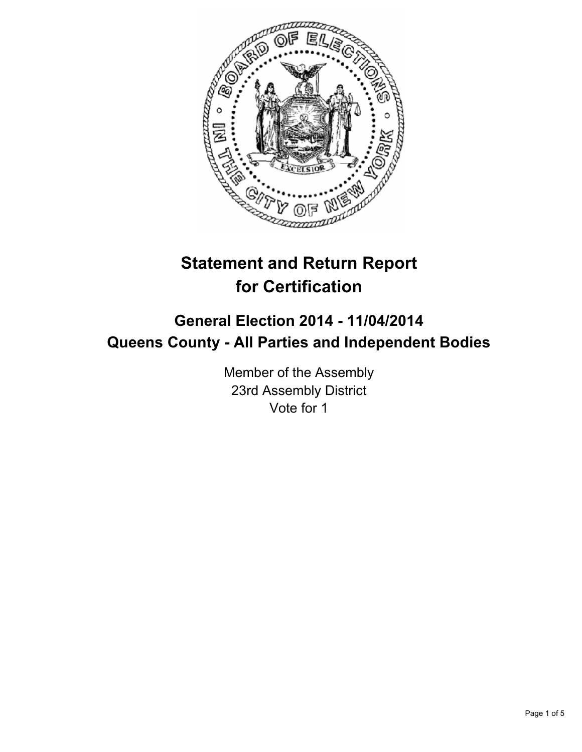# Statement and Return Report for Certification

## General Election 2014 - 11/04/2014
## Queens County - All Parties and Independent Bodies

Member of the Assembly
23rd Assembly District
Vote for 1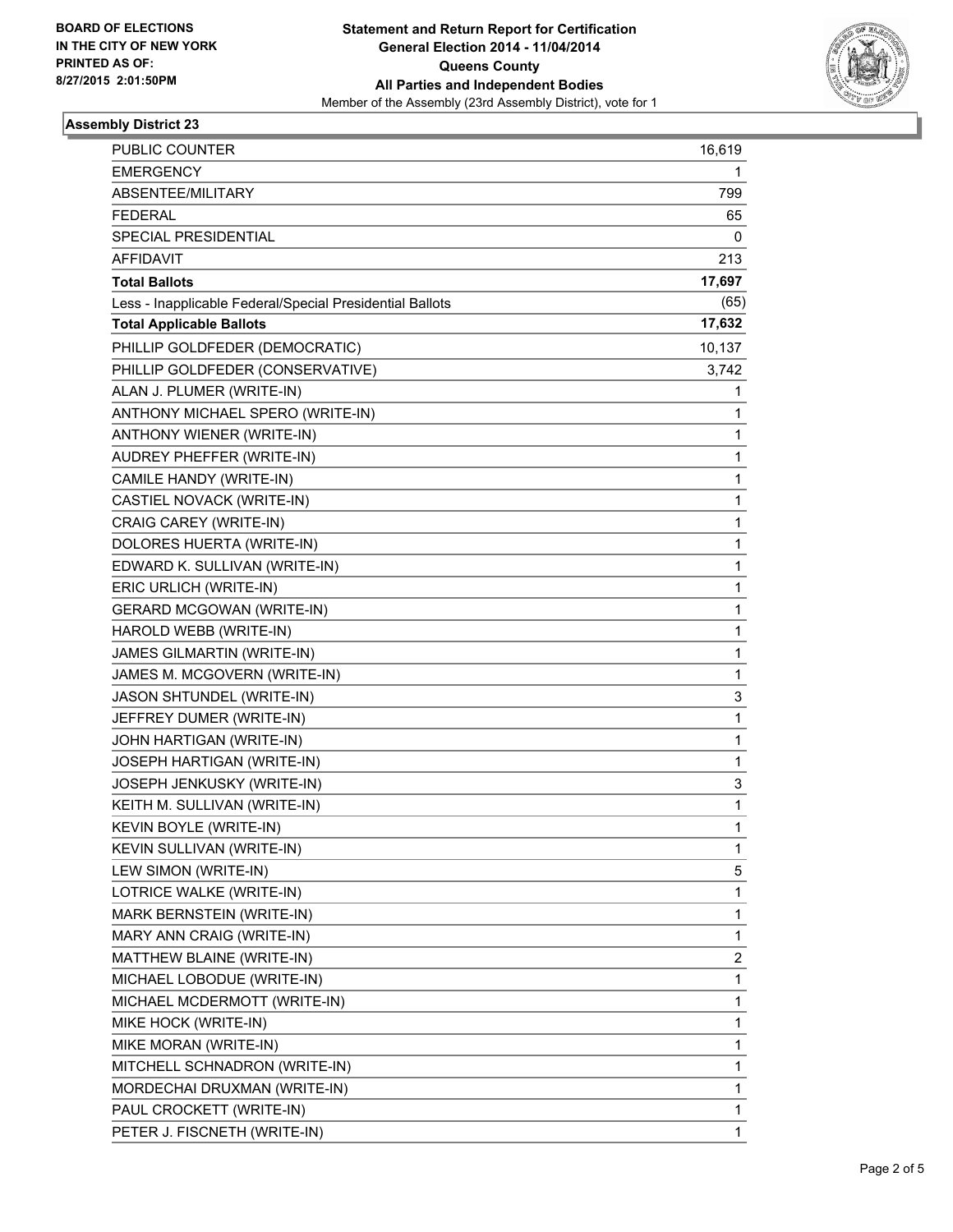BOARD OF ELECTIONS
IN THE CITY OF NEW YORK
PRINTED AS OF:
8/27/2015 2:01:50PM

**Statement and Return Report for Certification**
**General Election 2014 - 11/04/2014**
**Queens County**
**All Parties and Independent Bodies**
Member of the Assembly (23rd Assembly District), vote for 1

## Assembly District 23

| | |
|---|---|
| PUBLIC COUNTER | 16,619 |
| EMERGENCY | 1 |
| ABSENTEE/MILITARY | 799 |
| FEDERAL | 65 |
| SPECIAL PRESIDENTIAL | 0 |
| AFFIDAVIT | 213 |
| **Total Ballots** | **17,697** |
| Less - Inapplicable Federal/Special Presidential Ballots | (65) |
| **Total Applicable Ballots** | **17,632** |
| PHILLIP GOLDFEDER (DEMOCRATIC) | 10,137 |
| PHILLIP GOLDFEDER (CONSERVATIVE) | 3,742 |
| ALAN J. PLUMER (WRITE-IN) | 1 |
| ANTHONY MICHAEL SPERO (WRITE-IN) | 1 |
| ANTHONY WIENER (WRITE-IN) | 1 |
| AUDREY PHEFFER (WRITE-IN) | 1 |
| CAMILE HANDY (WRITE-IN) | 1 |
| CASTIEL NOVACK (WRITE-IN) | 1 |
| CRAIG CAREY (WRITE-IN) | 1 |
| DOLORES HUERTA (WRITE-IN) | 1 |
| EDWARD K. SULLIVAN (WRITE-IN) | 1 |
| ERIC URLICH (WRITE-IN) | 1 |
| GERARD MCGOWAN (WRITE-IN) | 1 |
| HAROLD WEBB (WRITE-IN) | 1 |
| JAMES GILMARTIN (WRITE-IN) | 1 |
| JAMES M. MCGOVERN (WRITE-IN) | 1 |
| JASON SHTUNDEL (WRITE-IN) | 3 |
| JEFFREY DUMER (WRITE-IN) | 1 |
| JOHN HARTIGAN (WRITE-IN) | 1 |
| JOSEPH HARTIGAN (WRITE-IN) | 1 |
| JOSEPH JENKUSKY (WRITE-IN) | 3 |
| KEITH M. SULLIVAN (WRITE-IN) | 1 |
| KEVIN BOYLE (WRITE-IN) | 1 |
| KEVIN SULLIVAN (WRITE-IN) | 1 |
| LEW SIMON (WRITE-IN) | 5 |
| LOTRICE WALKE (WRITE-IN) | 1 |
| MARK BERNSTEIN (WRITE-IN) | 1 |
| MARY ANN CRAIG (WRITE-IN) | 1 |
| MATTHEW BLAINE (WRITE-IN) | 2 |
| MICHAEL LOBODUE (WRITE-IN) | 1 |
| MICHAEL MCDERMOTT (WRITE-IN) | 1 |
| MIKE HOCK (WRITE-IN) | 1 |
| MIKE MORAN (WRITE-IN) | 1 |
| MITCHELL SCHNADRON (WRITE-IN) | 1 |
| MORDECHAI DRUXMAN (WRITE-IN) | 1 |
| PAUL CROCKETT (WRITE-IN) | 1 |
| PETER J. FISCNETH (WRITE-IN) | 1 |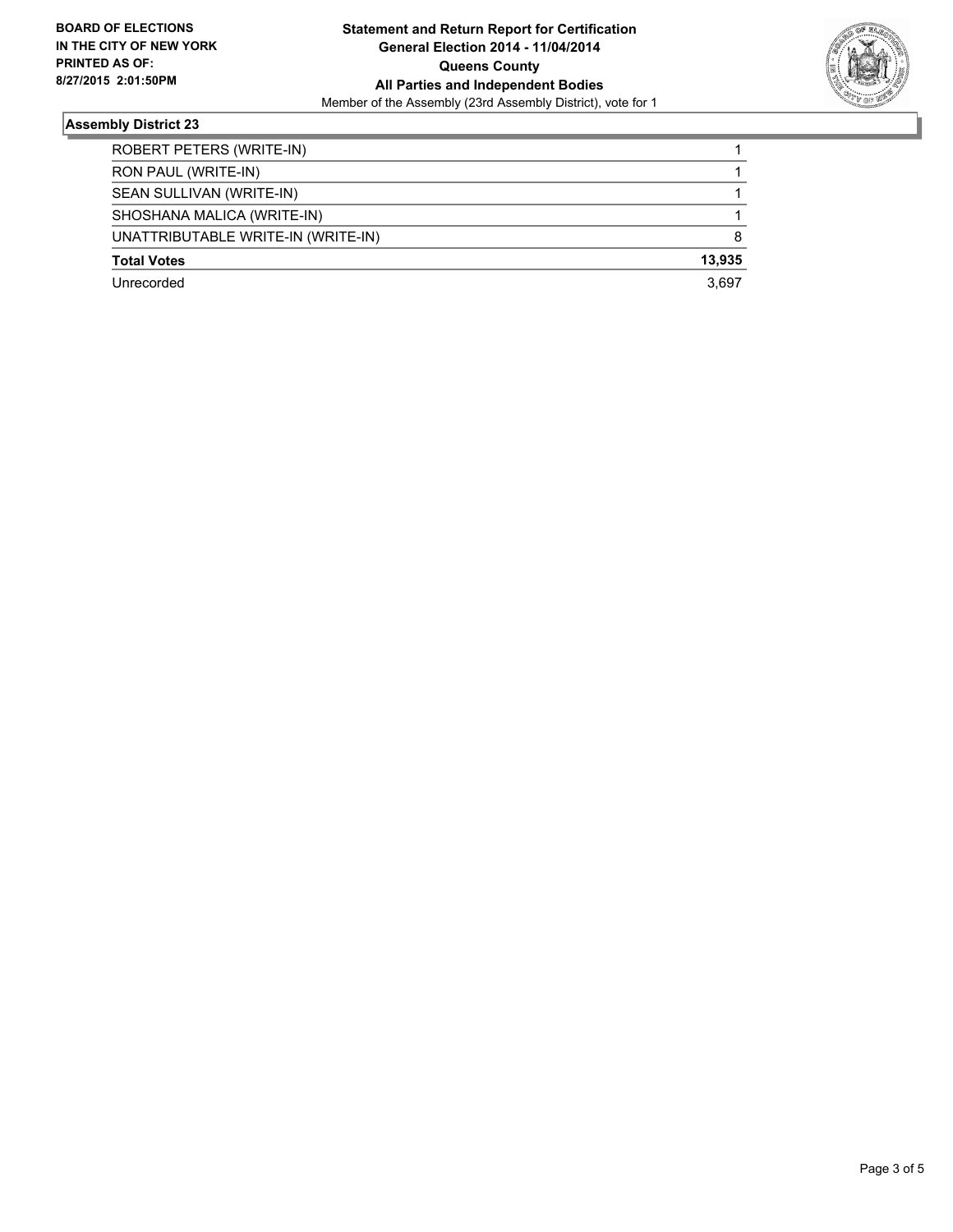**BOARD OF ELECTIONS IN THE CITY OF NEW YORK PRINTED AS OF: 8/27/2015 2:01:50PM**

**Statement and Return Report for Certification**
**General Election 2014 - 11/04/2014**
**Queens County**
**All Parties and Independent Bodies**
Member of the Assembly (23rd Assembly District), vote for 1

## Assembly District 23

| | |
|---|---|
| ROBERT PETERS (WRITE-IN) | 1 |
| RON PAUL (WRITE-IN) | 1 |
| SEAN SULLIVAN (WRITE-IN) | 1 |
| SHOSHANA MALICA (WRITE-IN) | 1 |
| UNATTRIBUTABLE WRITE-IN (WRITE-IN) | 8 |
| **Total Votes** | **13,935** |
| Unrecorded | 3,697 |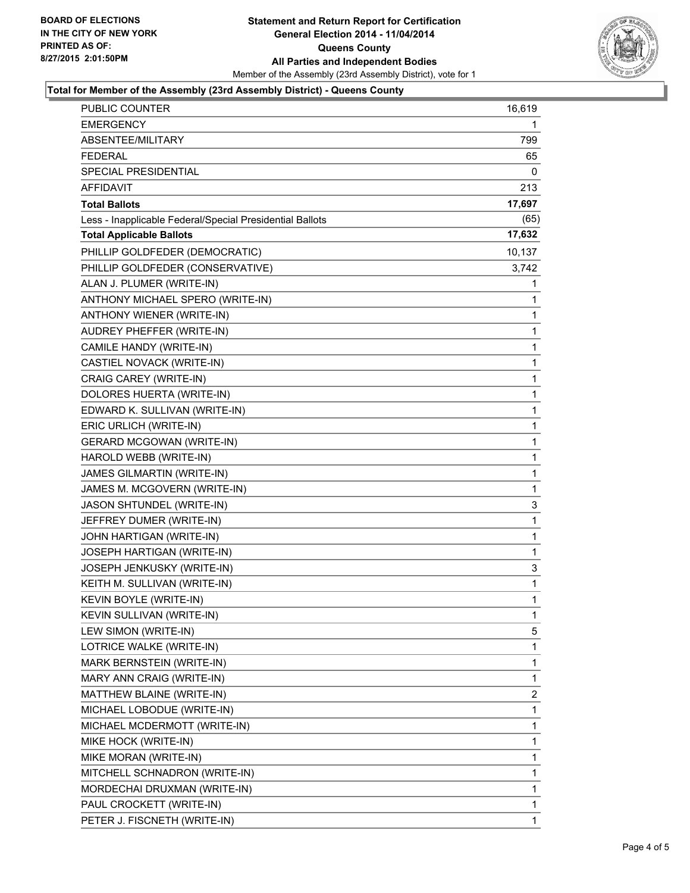BOARD OF ELECTIONS
IN THE CITY OF NEW YORK
PRINTED AS OF:
8/27/2015 2:01:50PM

**Statement and Return Report for Certification**
**General Election 2014 - 11/04/2014**
**Queens County**
**All Parties and Independent Bodies**
Member of the Assembly (23rd Assembly District), vote for 1

**Total for Member of the Assembly (23rd Assembly District) - Queens County**

| | |
|---|---|
| PUBLIC COUNTER | 16,619 |
| EMERGENCY | 1 |
| ABSENTEE/MILITARY | 799 |
| FEDERAL | 65 |
| SPECIAL PRESIDENTIAL | 0 |
| AFFIDAVIT | 213 |
| **Total Ballots** | **17,697** |
| Less - Inapplicable Federal/Special Presidential Ballots | (65) |
| **Total Applicable Ballots** | **17,632** |
| PHILLIP GOLDFEDER (DEMOCRATIC) | 10,137 |
| PHILLIP GOLDFEDER (CONSERVATIVE) | 3,742 |
| ALAN J. PLUMER (WRITE-IN) | 1 |
| ANTHONY MICHAEL SPERO (WRITE-IN) | 1 |
| ANTHONY WIENER (WRITE-IN) | 1 |
| AUDREY PHEFFER (WRITE-IN) | 1 |
| CAMILE HANDY (WRITE-IN) | 1 |
| CASTIEL NOVACK (WRITE-IN) | 1 |
| CRAIG CAREY (WRITE-IN) | 1 |
| DOLORES HUERTA (WRITE-IN) | 1 |
| EDWARD K. SULLIVAN (WRITE-IN) | 1 |
| ERIC URLICH (WRITE-IN) | 1 |
| GERARD MCGOWAN (WRITE-IN) | 1 |
| HAROLD WEBB (WRITE-IN) | 1 |
| JAMES GILMARTIN (WRITE-IN) | 1 |
| JAMES M. MCGOVERN (WRITE-IN) | 1 |
| JASON SHTUNDEL (WRITE-IN) | 3 |
| JEFFREY DUMER (WRITE-IN) | 1 |
| JOHN HARTIGAN (WRITE-IN) | 1 |
| JOSEPH HARTIGAN (WRITE-IN) | 1 |
| JOSEPH JENKUSKY (WRITE-IN) | 3 |
| KEITH M. SULLIVAN (WRITE-IN) | 1 |
| KEVIN BOYLE (WRITE-IN) | 1 |
| KEVIN SULLIVAN (WRITE-IN) | 1 |
| LEW SIMON (WRITE-IN) | 5 |
| LOTRICE WALKE (WRITE-IN) | 1 |
| MARK BERNSTEIN (WRITE-IN) | 1 |
| MARY ANN CRAIG (WRITE-IN) | 1 |
| MATTHEW BLAINE (WRITE-IN) | 2 |
| MICHAEL LOBODUE (WRITE-IN) | 1 |
| MICHAEL MCDERMOTT (WRITE-IN) | 1 |
| MIKE HOCK (WRITE-IN) | 1 |
| MIKE MORAN (WRITE-IN) | 1 |
| MITCHELL SCHNADRON (WRITE-IN) | 1 |
| MORDECHAI DRUXMAN (WRITE-IN) | 1 |
| PAUL CROCKETT (WRITE-IN) | 1 |
| PETER J. FISCNETH (WRITE-IN) | 1 |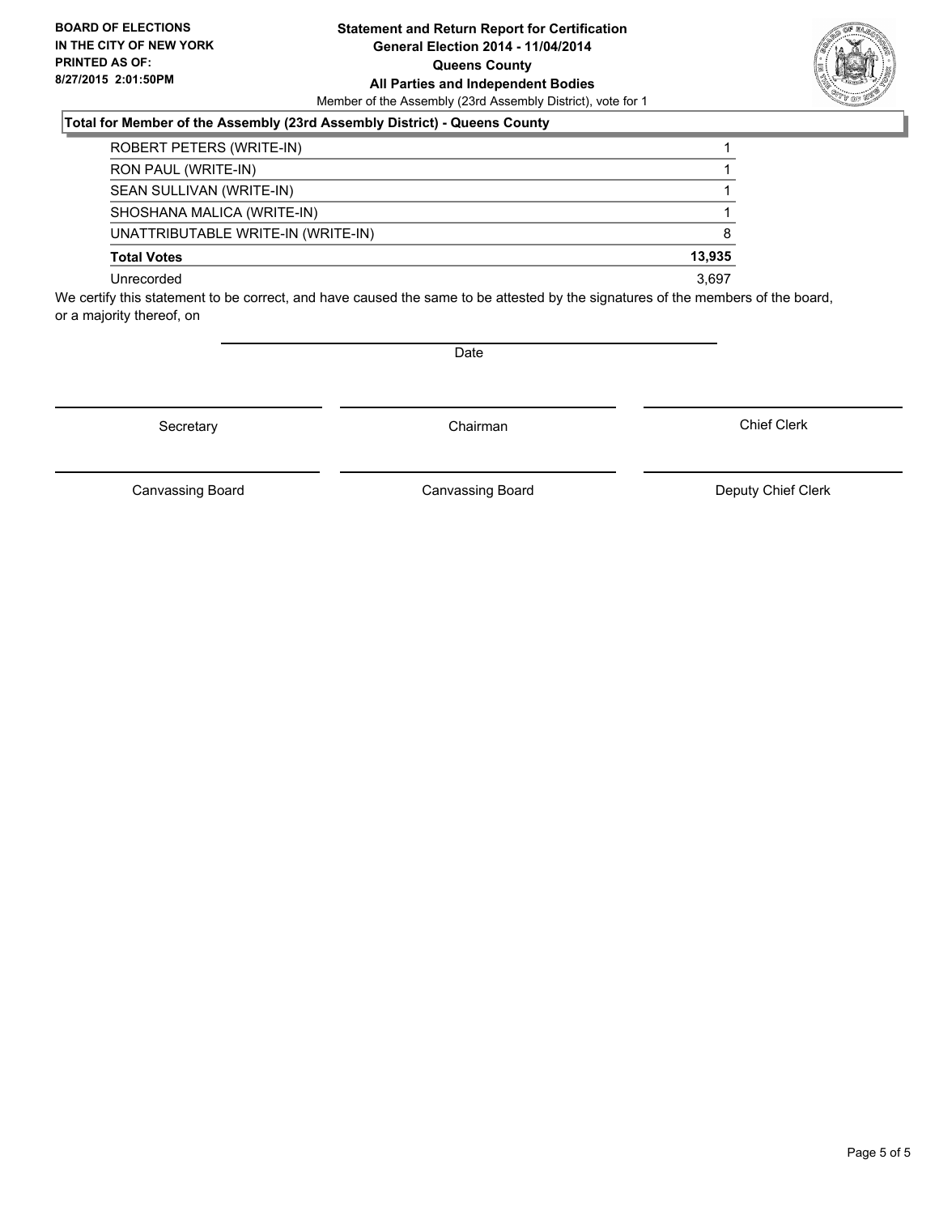**BOARD OF ELECTIONS IN THE CITY OF NEW YORK**
**PRINTED AS OF: 8/27/2015 2:01:50PM**

**Statement and Return Report for Certification**
**General Election 2014 - 11/04/2014**
**Queens County**
**All Parties and Independent Bodies**
Member of the Assembly (23rd Assembly District), vote for 1

**Total for Member of the Assembly (23rd Assembly District) - Queens County**

| | |
|---|---|
| ROBERT PETERS (WRITE-IN) | 1 |
| RON PAUL (WRITE-IN) | 1 |
| SEAN SULLIVAN (WRITE-IN) | 1 |
| SHOSHANA MALICA (WRITE-IN) | 1 |
| UNATTRIBUTABLE WRITE-IN (WRITE-IN) | 8 |
| **Total Votes** | **13,935** |
| Unrecorded | 3,697 |

We certify this statement to be correct, and have caused the same to be attested by the signatures of the members of the board, or a majority thereof, on

Date

Secretary | Chairman | Chief Clerk

Canvassing Board | Canvassing Board | Deputy Chief Clerk